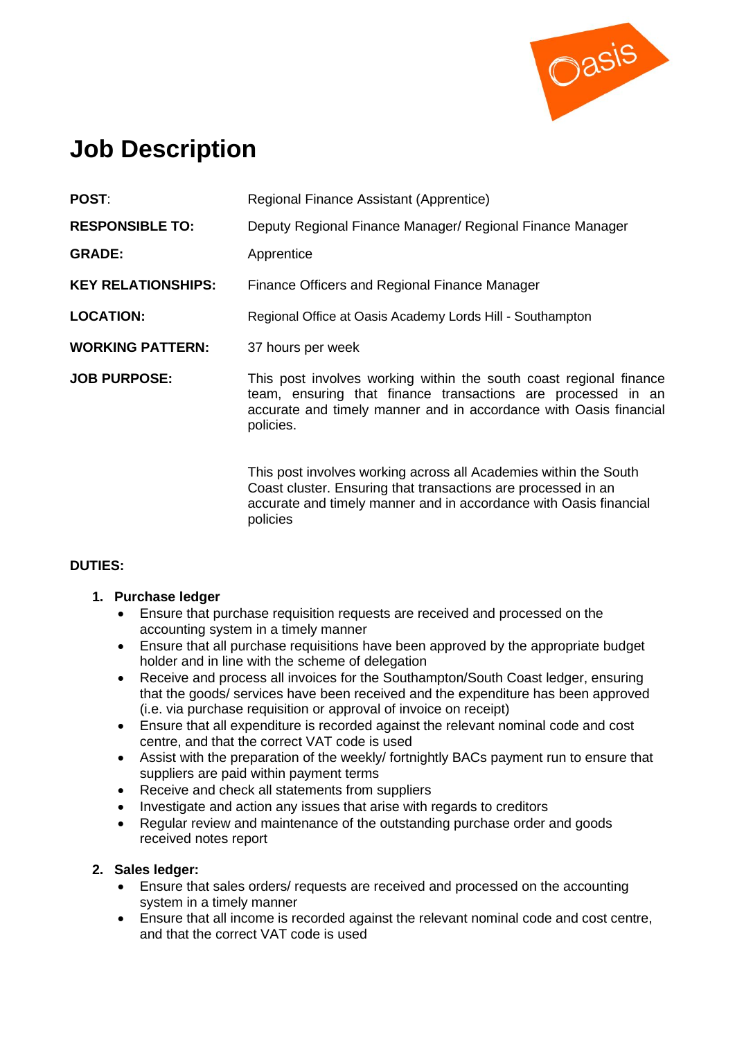# Job Description

| | |
|---|---|
| **POST**: | Regional Finance Assistant (Apprentice) |
| **RESPONSIBLE TO:** | Deputy Regional Finance Manager/ Regional Finance Manager |
| **GRADE:** | Apprentice |
| **KEY RELATIONSHIPS:** | Finance Officers and Regional Finance Manager |
| **LOCATION:** | Regional Office at Oasis Academy Lords Hill - Southampton |
| **WORKING PATTERN:** | 37 hours per week |
| **JOB PURPOSE:** | This post involves working within the south coast regional finance team, ensuring that finance transactions are processed in an accurate and timely manner and in accordance with Oasis financial policies.<br><br>This post involves working across all Academies within the South Coast cluster. Ensuring that transactions are processed in an accurate and timely manner and in accordance with Oasis financial policies |

**DUTIES:**

1. **Purchase ledger**
   - Ensure that purchase requisition requests are received and processed on the accounting system in a timely manner
   - Ensure that all purchase requisitions have been approved by the appropriate budget holder and in line with the scheme of delegation
   - Receive and process all invoices for the Southampton/South Coast ledger, ensuring that the goods/ services have been received and the expenditure has been approved (i.e. via purchase requisition or approval of invoice on receipt)
   - Ensure that all expenditure is recorded against the relevant nominal code and cost centre, and that the correct VAT code is used
   - Assist with the preparation of the weekly/ fortnightly BACs payment run to ensure that suppliers are paid within payment terms
   - Receive and check all statements from suppliers
   - Investigate and action any issues that arise with regards to creditors
   - Regular review and maintenance of the outstanding purchase order and goods received notes report

2. **Sales ledger:**
   - Ensure that sales orders/ requests are received and processed on the accounting system in a timely manner
   - Ensure that all income is recorded against the relevant nominal code and cost centre, and that the correct VAT code is used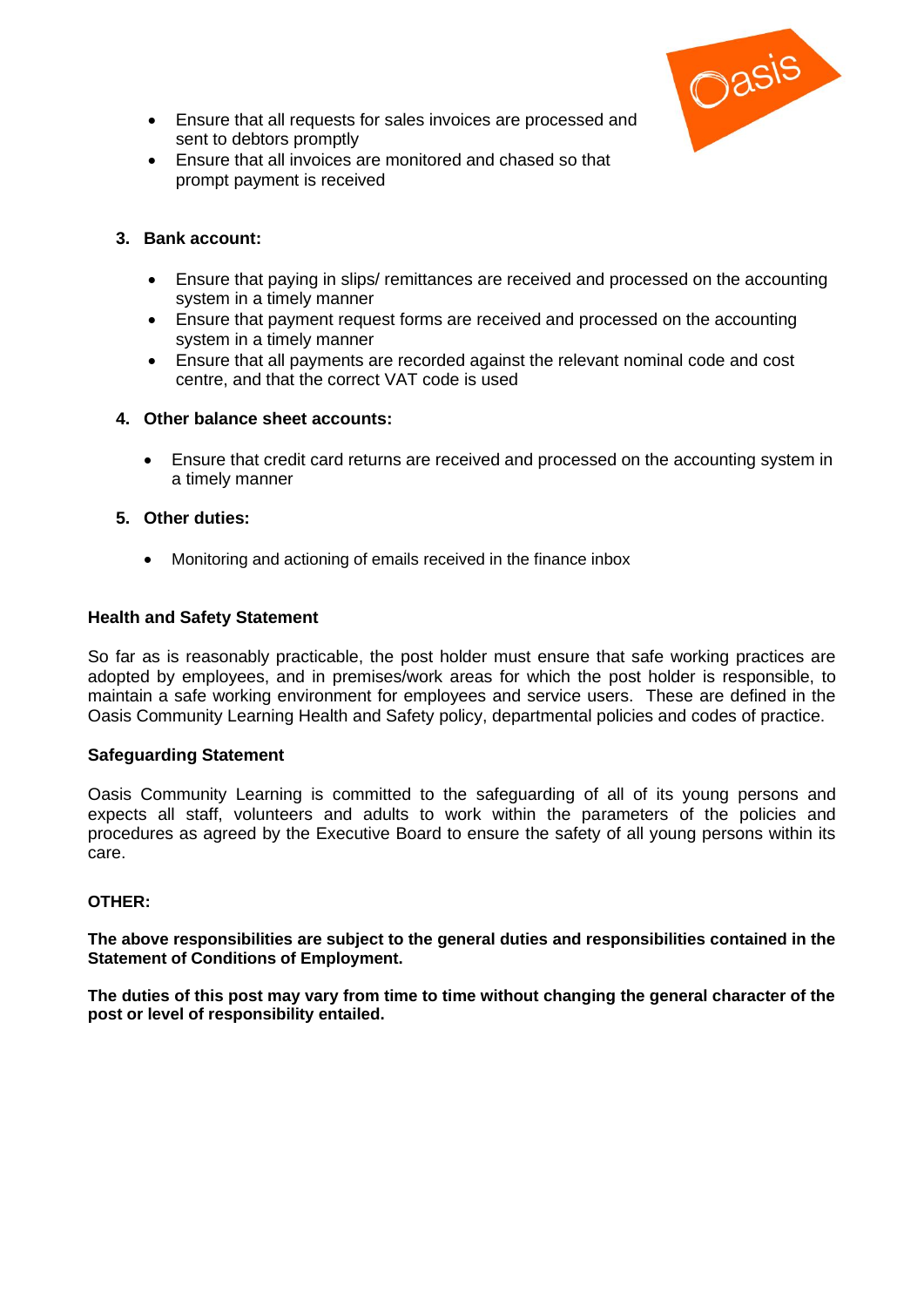- Ensure that all requests for sales invoices are processed and sent to debtors promptly
- Ensure that all invoices are monitored and chased so that prompt payment is received

3. **Bank account:**

    - Ensure that paying in slips/ remittances are received and processed on the accounting system in a timely manner
    - Ensure that payment request forms are received and processed on the accounting system in a timely manner
    - Ensure that all payments are recorded against the relevant nominal code and cost centre, and that the correct VAT code is used

4. **Other balance sheet accounts:**

    - Ensure that credit card returns are received and processed on the accounting system in a timely manner

5. **Other duties:**

    - Monitoring and actioning of emails received in the finance inbox

**Health and Safety Statement**

So far as is reasonably practicable, the post holder must ensure that safe working practices are adopted by employees, and in premises/work areas for which the post holder is responsible, to maintain a safe working environment for employees and service users. These are defined in the Oasis Community Learning Health and Safety policy, departmental policies and codes of practice.

**Safeguarding Statement**

Oasis Community Learning is committed to the safeguarding of all of its young persons and expects all staff, volunteers and adults to work within the parameters of the policies and procedures as agreed by the Executive Board to ensure the safety of all young persons within its care.

**OTHER:**

**The above responsibilities are subject to the general duties and responsibilities contained in the Statement of Conditions of Employment.**

**The duties of this post may vary from time to time without changing the general character of the post or level of responsibility entailed.**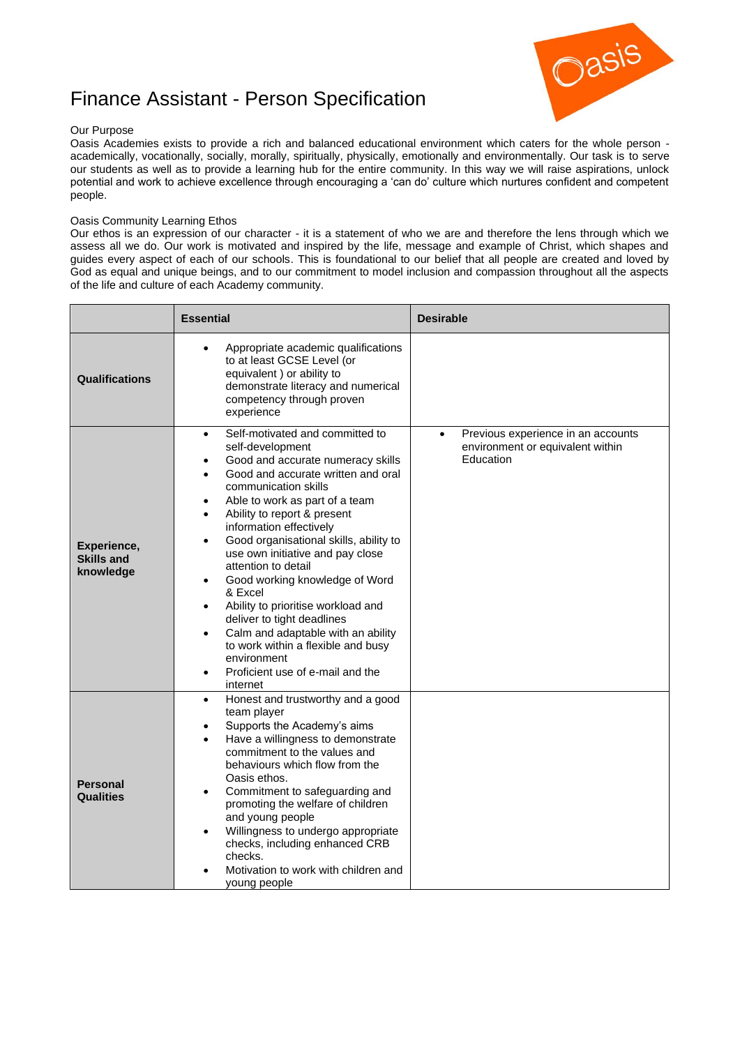# Finance Assistant - Person Specification

Our Purpose

Oasis Academies exists to provide a rich and balanced educational environment which caters for the whole person - academically, vocationally, socially, morally, spiritually, physically, emotionally and environmentally. Our task is to serve our students as well as to provide a learning hub for the entire community. In this way we will raise aspirations, unlock potential and work to achieve excellence through encouraging a 'can do' culture which nurtures confident and competent people.

Oasis Community Learning Ethos

Our ethos is an expression of our character - it is a statement of who we are and therefore the lens through which we assess all we do. Our work is motivated and inspired by the life, message and example of Christ, which shapes and guides every aspect of each of our schools. This is foundational to our belief that all people are created and loved by God as equal and unique beings, and to our commitment to model inclusion and compassion throughout all the aspects of the life and culture of each Academy community.

| | Essential | Desirable |
|---|---|---|
| **Qualifications** | • Appropriate academic qualifications to at least GCSE Level (or equivalent ) or ability to demonstrate literacy and numerical competency through proven experience | |
| **Experience, Skills and knowledge** | • Self-motivated and committed to self-development<br>• Good and accurate numeracy skills<br>• Good and accurate written and oral communication skills<br>• Able to work as part of a team<br>• Ability to report & present information effectively<br>• Good organisational skills, ability to use own initiative and pay close attention to detail<br>• Good working knowledge of Word & Excel<br>• Ability to prioritise workload and deliver to tight deadlines<br>• Calm and adaptable with an ability to work within a flexible and busy environment<br>• Proficient use of e-mail and the internet | • Previous experience in an accounts environment or equivalent within Education |
| **Personal Qualities** | • Honest and trustworthy and a good team player<br>• Supports the Academy's aims<br>• Have a willingness to demonstrate commitment to the values and behaviours which flow from the Oasis ethos.<br>• Commitment to safeguarding and promoting the welfare of children and young people<br>• Willingness to undergo appropriate checks, including enhanced CRB checks.<br>• Motivation to work with children and young people | |